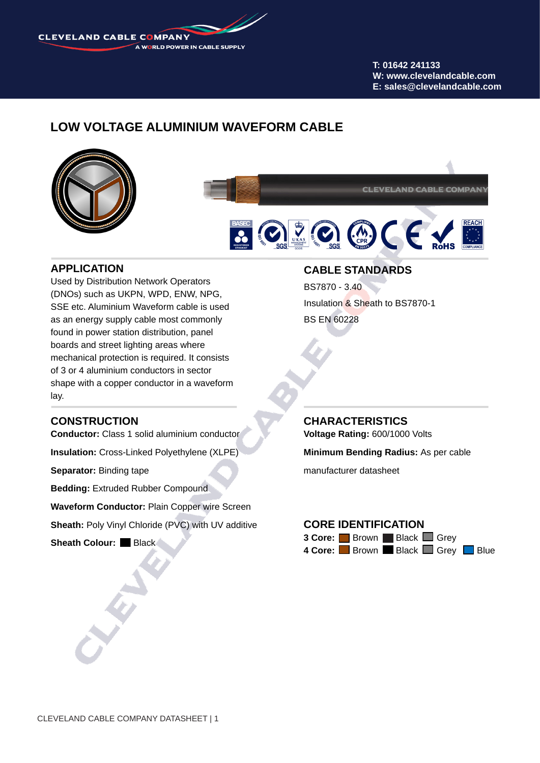CLEVELAND CABLE COMPANY
A WORLD POWER IN CABLE SUPPLY

T: 01642 241133
W: www.clevelandcable.com
E: sales@clevelandcable.com

# LOW VOLTAGE ALUMINIUM WAVEFORM CABLE

## APPLICATION

Used by Distribution Network Operators (DNOs) such as UKPN, WPD, ENW, NPG, SSE etc. Aluminium Waveform cable is used as an energy supply cable most commonly found in power station distribution, panel boards and street lighting areas where mechanical protection is required. It consists of 3 or 4 aluminium conductors in sector shape with a copper conductor in a waveform lay.

## CABLE STANDARDS

BS7870 - 3.40

Insulation & Sheath to BS7870-1

BS EN 60228

## CONSTRUCTION

**Conductor:** Class 1 solid aluminium conductor

**Insulation:** Cross-Linked Polyethylene (XLPE)

**Separator:** Binding tape

**Bedding:** Extruded Rubber Compound

**Waveform Conductor:** Plain Copper wire Screen

**Sheath:** Poly Vinyl Chloride (PVC) with UV additive

**Sheath Colour:** Black

## CHARACTERISTICS

**Voltage Rating:** 600/1000 Volts

**Minimum Bending Radius:** As per cable manufacturer datasheet

## CORE IDENTIFICATION

**3 Core:** Brown, Black, Grey

**4 Core:** Brown, Black, Grey, Blue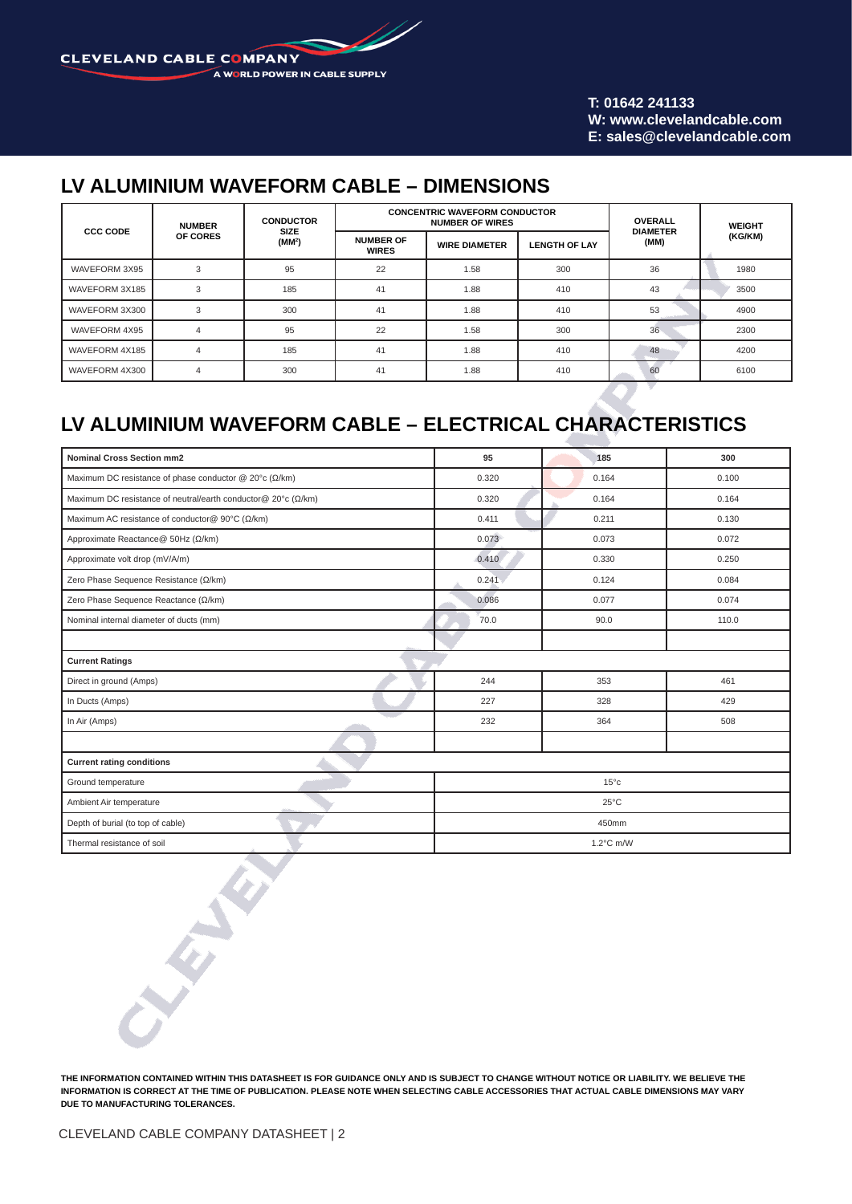CLEVELAND CABLE COMPANY
A WORLD POWER IN CABLE SUPPLY

T: 01642 241133
W: www.clevelandcable.com
E: sales@clevelandcable.com

## LV ALUMINIUM WAVEFORM CABLE – DIMENSIONS

| CCC CODE | NUMBER OF CORES | CONDUCTOR SIZE (MM²) | CONCENTRIC WAVEFORM CONDUCTOR NUMBER OF WIRES | | | OVERALL DIAMETER (MM) | WEIGHT (KG/KM) |
|---|---|---|---|---|---|---|---|
| | | | NUMBER OF WIRES | WIRE DIAMETER | LENGTH OF LAY | | |
| WAVEFORM 3X95 | 3 | 95 | 22 | 1.58 | 300 | 36 | 1980 |
| WAVEFORM 3X185 | 3 | 185 | 41 | 1.88 | 410 | 43 | 3500 |
| WAVEFORM 3X300 | 3 | 300 | 41 | 1.88 | 410 | 53 | 4900 |
| WAVEFORM 4X95 | 4 | 95 | 22 | 1.58 | 300 | 36 | 2300 |
| WAVEFORM 4X185 | 4 | 185 | 41 | 1.88 | 410 | 48 | 4200 |
| WAVEFORM 4X300 | 4 | 300 | 41 | 1.88 | 410 | 60 | 6100 |

## LV ALUMINIUM WAVEFORM CABLE – ELECTRICAL CHARACTERISTICS

| Nominal Cross Section mm2 | 95 | 185 | 300 |
|---|---|---|---|
| Maximum DC resistance of phase conductor @ 20°c (Ω/km) | 0.320 | 0.164 | 0.100 |
| Maximum DC resistance of neutral/earth conductor@ 20°c (Ω/km) | 0.320 | 0.164 | 0.164 |
| Maximum AC resistance of conductor@ 90°C (Ω/km) | 0.411 | 0.211 | 0.130 |
| Approximate Reactance@ 50Hz (Ω/km) | 0.073 | 0.073 | 0.072 |
| Approximate volt drop (mV/A/m) | 0.410 | 0.330 | 0.250 |
| Zero Phase Sequence Resistance (Ω/km) | 0.241 | 0.124 | 0.084 |
| Zero Phase Sequence Reactance (Ω/km) | 0.086 | 0.077 | 0.074 |
| Nominal internal diameter of ducts (mm) | 70.0 | 90.0 | 110.0 |
| | | | |
| **Current Ratings** | | | |
| Direct in ground (Amps) | 244 | 353 | 461 |
| In Ducts (Amps) | 227 | 328 | 429 |
| In Air (Amps) | 232 | 364 | 508 |
| | | | |
| **Current rating conditions** | | | |
| Ground temperature | 15°c | | |
| Ambient Air temperature | 25°C | | |
| Depth of burial (to top of cable) | 450mm | | |
| Thermal resistance of soil | 1.2°C m/W | | |

**THE INFORMATION CONTAINED WITHIN THIS DATASHEET IS FOR GUIDANCE ONLY AND IS SUBJECT TO CHANGE WITHOUT NOTICE OR LIABILITY. WE BELIEVE THE INFORMATION IS CORRECT AT THE TIME OF PUBLICATION. PLEASE NOTE WHEN SELECTING CABLE ACCESSORIES THAT ACTUAL CABLE DIMENSIONS MAY VARY DUE TO MANUFACTURING TOLERANCES.**